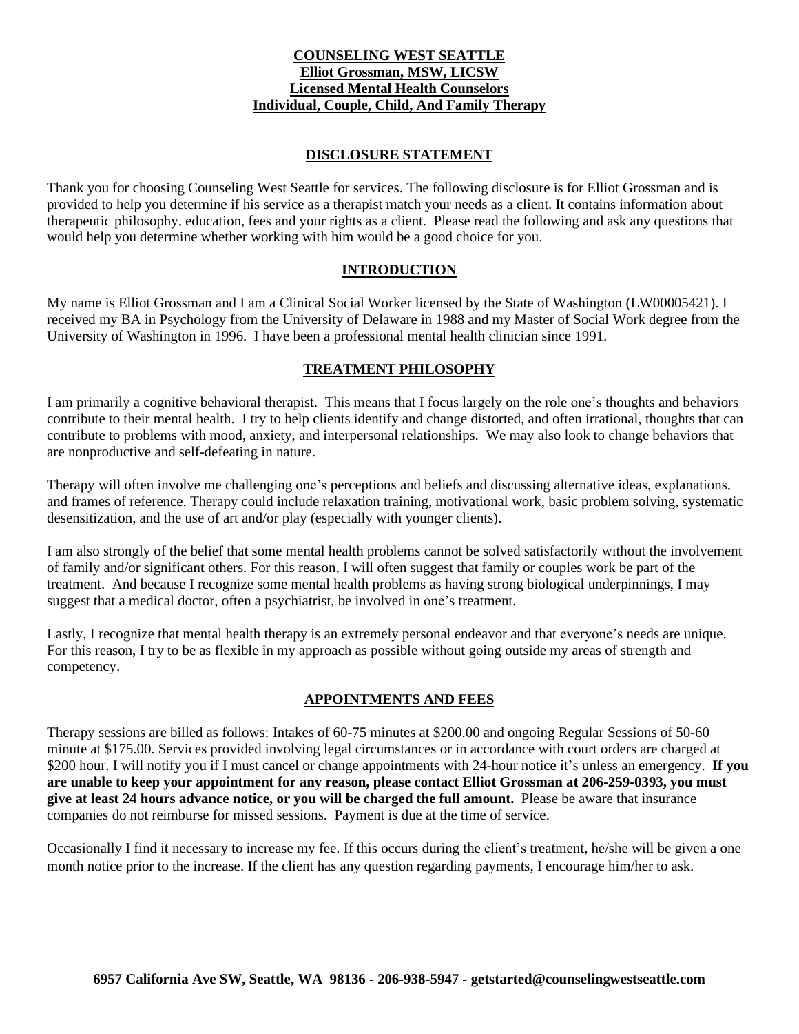**COUNSELING WEST SEATTLE**
**Elliot Grossman, MSW, LICSW**
**Licensed Mental Health Counselors**
**Individual, Couple, Child, And Family Therapy**

## DISCLOSURE STATEMENT

Thank you for choosing Counseling West Seattle for services. The following disclosure is for Elliot Grossman and is provided to help you determine if his service as a therapist match your needs as a client. It contains information about therapeutic philosophy, education, fees and your rights as a client. Please read the following and ask any questions that would help you determine whether working with him would be a good choice for you.

## INTRODUCTION

My name is Elliot Grossman and I am a Clinical Social Worker licensed by the State of Washington (LW00005421). I received my BA in Psychology from the University of Delaware in 1988 and my Master of Social Work degree from the University of Washington in 1996. I have been a professional mental health clinician since 1991.

## TREATMENT PHILOSOPHY

I am primarily a cognitive behavioral therapist. This means that I focus largely on the role one's thoughts and behaviors contribute to their mental health. I try to help clients identify and change distorted, and often irrational, thoughts that can contribute to problems with mood, anxiety, and interpersonal relationships. We may also look to change behaviors that are nonproductive and self-defeating in nature.

Therapy will often involve me challenging one's perceptions and beliefs and discussing alternative ideas, explanations, and frames of reference. Therapy could include relaxation training, motivational work, basic problem solving, systematic desensitization, and the use of art and/or play (especially with younger clients).

I am also strongly of the belief that some mental health problems cannot be solved satisfactorily without the involvement of family and/or significant others. For this reason, I will often suggest that family or couples work be part of the treatment. And because I recognize some mental health problems as having strong biological underpinnings, I may suggest that a medical doctor, often a psychiatrist, be involved in one's treatment.

Lastly, I recognize that mental health therapy is an extremely personal endeavor and that everyone's needs are unique. For this reason, I try to be as flexible in my approach as possible without going outside my areas of strength and competency.

## APPOINTMENTS AND FEES

Therapy sessions are billed as follows: Intakes of 60-75 minutes at $200.00 and ongoing Regular Sessions of 50-60 minute at $175.00. Services provided involving legal circumstances or in accordance with court orders are charged at $200 hour. I will notify you if I must cancel or change appointments with 24-hour notice it's unless an emergency. **If you are unable to keep your appointment for any reason, please contact Elliot Grossman at 206-259-0393, you must give at least 24 hours advance notice, or you will be charged the full amount.** Please be aware that insurance companies do not reimburse for missed sessions. Payment is due at the time of service.

Occasionally I find it necessary to increase my fee. If this occurs during the client's treatment, he/she will be given a one month notice prior to the increase. If the client has any question regarding payments, I encourage him/her to ask.

**6957 California Ave SW, Seattle, WA 98136 - 206-938-5947 - getstarted@counselingwestseattle.com**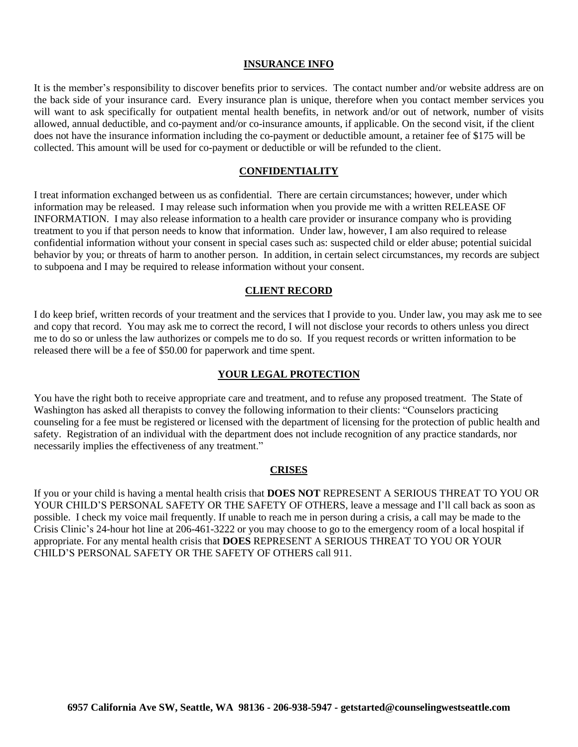## INSURANCE INFO

It is the member's responsibility to discover benefits prior to services. The contact number and/or website address are on the back side of your insurance card. Every insurance plan is unique, therefore when you contact member services you will want to ask specifically for outpatient mental health benefits, in network and/or out of network, number of visits allowed, annual deductible, and co-payment and/or co-insurance amounts, if applicable. On the second visit, if the client does not have the insurance information including the co-payment or deductible amount, a retainer fee of $175 will be collected. This amount will be used for co-payment or deductible or will be refunded to the client.

## CONFIDENTIALITY

I treat information exchanged between us as confidential. There are certain circumstances; however, under which information may be released. I may release such information when you provide me with a written RELEASE OF INFORMATION. I may also release information to a health care provider or insurance company who is providing treatment to you if that person needs to know that information. Under law, however, I am also required to release confidential information without your consent in special cases such as: suspected child or elder abuse; potential suicidal behavior by you; or threats of harm to another person. In addition, in certain select circumstances, my records are subject to subpoena and I may be required to release information without your consent.

## CLIENT RECORD

I do keep brief, written records of your treatment and the services that I provide to you. Under law, you may ask me to see and copy that record. You may ask me to correct the record, I will not disclose your records to others unless you direct me to do so or unless the law authorizes or compels me to do so. If you request records or written information to be released there will be a fee of $50.00 for paperwork and time spent.

## YOUR LEGAL PROTECTION

You have the right both to receive appropriate care and treatment, and to refuse any proposed treatment. The State of Washington has asked all therapists to convey the following information to their clients: "Counselors practicing counseling for a fee must be registered or licensed with the department of licensing for the protection of public health and safety. Registration of an individual with the department does not include recognition of any practice standards, nor necessarily implies the effectiveness of any treatment."

## CRISES

If you or your child is having a mental health crisis that **DOES NOT** REPRESENT A SERIOUS THREAT TO YOU OR YOUR CHILD'S PERSONAL SAFETY OR THE SAFETY OF OTHERS, leave a message and I'll call back as soon as possible. I check my voice mail frequently. If unable to reach me in person during a crisis, a call may be made to the Crisis Clinic's 24-hour hot line at 206-461-3222 or you may choose to go to the emergency room of a local hospital if appropriate. For any mental health crisis that **DOES** REPRESENT A SERIOUS THREAT TO YOU OR YOUR CHILD'S PERSONAL SAFETY OR THE SAFETY OF OTHERS call 911.

**6957 California Ave SW, Seattle, WA 98136 - 206-938-5947 - getstarted@counselingwestseattle.com**